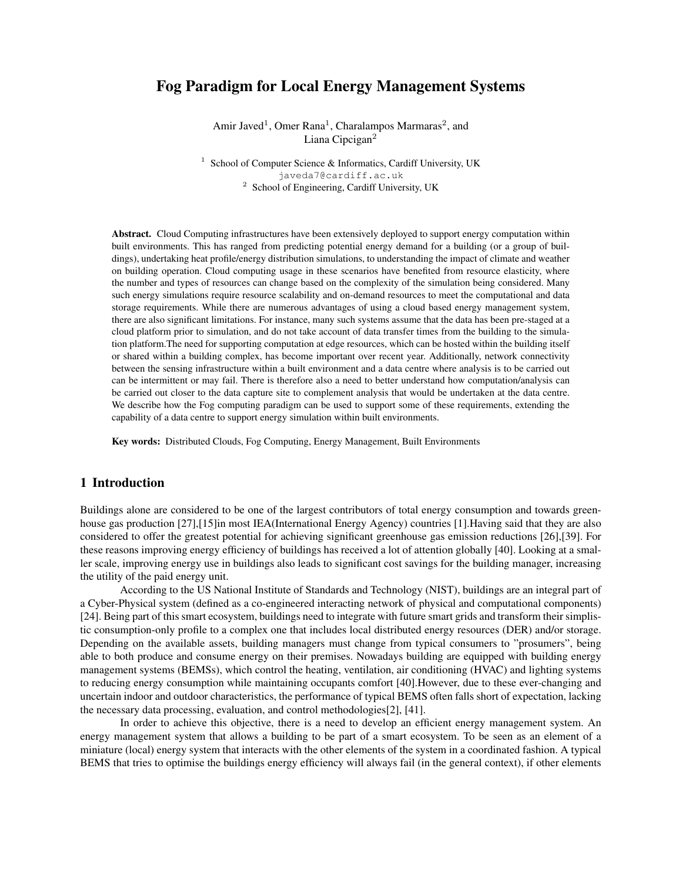# Fog Paradigm for Local Energy Management Systems

Amir Javed[1], Omer Rana[1], Charalampos Marmaras[2], and Liana Cipcigan[2]

[1] School of Computer Science & Informatics, Cardiff University, UK
javeda7@cardiff.ac.uk
[2] School of Engineering, Cardiff University, UK

**Abstract.** Cloud Computing infrastructures have been extensively deployed to support energy computation within built environments. This has ranged from predicting potential energy demand for a building (or a group of buildings), undertaking heat profile/energy distribution simulations, to understanding the impact of climate and weather on building operation. Cloud computing usage in these scenarios have benefited from resource elasticity, where the number and types of resources can change based on the complexity of the simulation being considered. Many such energy simulations require resource scalability and on-demand resources to meet the computational and data storage requirements. While there are numerous advantages of using a cloud based energy management system, there are also significant limitations. For instance, many such systems assume that the data has been pre-staged at a cloud platform prior to simulation, and do not take account of data transfer times from the building to the simulation platform.The need for supporting computation at edge resources, which can be hosted within the building itself or shared within a building complex, has become important over recent year. Additionally, network connectivity between the sensing infrastructure within a built environment and a data centre where analysis is to be carried out can be intermittent or may fail. There is therefore also a need to better understand how computation/analysis can be carried out closer to the data capture site to complement analysis that would be undertaken at the data centre. We describe how the Fog computing paradigm can be used to support some of these requirements, extending the capability of a data centre to support energy simulation within built environments.

**Key words:** Distributed Clouds, Fog Computing, Energy Management, Built Environments

## 1 Introduction

Buildings alone are considered to be one of the largest contributors of total energy consumption and towards greenhouse gas production [27],[15]in most IEA(International Energy Agency) countries [1].Having said that they are also considered to offer the greatest potential for achieving significant greenhouse gas emission reductions [26],[39]. For these reasons improving energy efficiency of buildings has received a lot of attention globally [40]. Looking at a smaller scale, improving energy use in buildings also leads to significant cost savings for the building manager, increasing the utility of the paid energy unit.

According to the US National Institute of Standards and Technology (NIST), buildings are an integral part of a Cyber-Physical system (defined as a co-engineered interacting network of physical and computational components) [24]. Being part of this smart ecosystem, buildings need to integrate with future smart grids and transform their simplistic consumption-only profile to a complex one that includes local distributed energy resources (DER) and/or storage. Depending on the available assets, building managers must change from typical consumers to "prosumers", being able to both produce and consume energy on their premises. Nowadays building are equipped with building energy management systems (BEMSs), which control the heating, ventilation, air conditioning (HVAC) and lighting systems to reducing energy consumption while maintaining occupants comfort [40].However, due to these ever-changing and uncertain indoor and outdoor characteristics, the performance of typical BEMS often falls short of expectation, lacking the necessary data processing, evaluation, and control methodologies[2], [41].

In order to achieve this objective, there is a need to develop an efficient energy management system. An energy management system that allows a building to be part of a smart ecosystem. To be seen as an element of a miniature (local) energy system that interacts with the other elements of the system in a coordinated fashion. A typical BEMS that tries to optimise the buildings energy efficiency will always fail (in the general context), if other elements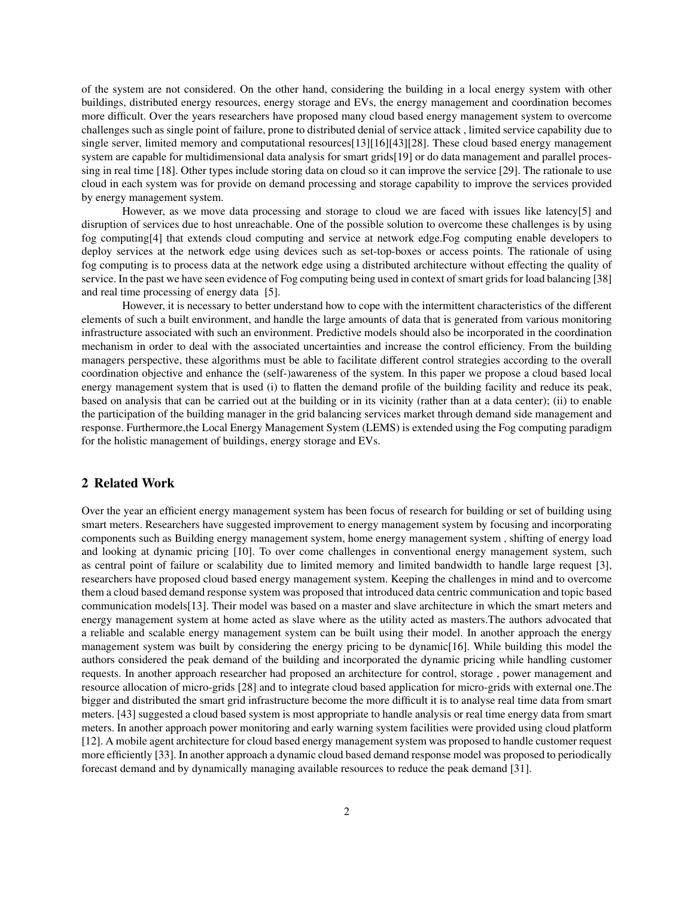of the system are not considered. On the other hand, considering the building in a local energy system with other buildings, distributed energy resources, energy storage and EVs, the energy management and coordination becomes more difficult. Over the years researchers have proposed many cloud based energy management system to overcome challenges such as single point of failure, prone to distributed denial of service attack , limited service capability due to single server, limited memory and computational resources[13][16][43][28]. These cloud based energy management system are capable for multidimensional data analysis for smart grids[19] or do data management and parallel processing in real time [18]. Other types include storing data on cloud so it can improve the service [29]. The rationale to use cloud in each system was for provide on demand processing and storage capability to improve the services provided by energy management system.

However, as we move data processing and storage to cloud we are faced with issues like latency[5] and disruption of services due to host unreachable. One of the possible solution to overcome these challenges is by using fog computing[4] that extends cloud computing and service at network edge.Fog computing enable developers to deploy services at the network edge using devices such as set-top-boxes or access points. The rationale of using fog computing is to process data at the network edge using a distributed architecture without effecting the quality of service. In the past we have seen evidence of Fog computing being used in context of smart grids for load balancing [38] and real time processing of energy data [5].

However, it is necessary to better understand how to cope with the intermittent characteristics of the different elements of such a built environment, and handle the large amounts of data that is generated from various monitoring infrastructure associated with such an environment. Predictive models should also be incorporated in the coordination mechanism in order to deal with the associated uncertainties and increase the control efficiency. From the building managers perspective, these algorithms must be able to facilitate different control strategies according to the overall coordination objective and enhance the (self-)awareness of the system. In this paper we propose a cloud based local energy management system that is used (i) to flatten the demand profile of the building facility and reduce its peak, based on analysis that can be carried out at the building or in its vicinity (rather than at a data center); (ii) to enable the participation of the building manager in the grid balancing services market through demand side management and response. Furthermore,the Local Energy Management System (LEMS) is extended using the Fog computing paradigm for the holistic management of buildings, energy storage and EVs.

## 2 Related Work

Over the year an efficient energy management system has been focus of research for building or set of building using smart meters. Researchers have suggested improvement to energy management system by focusing and incorporating components such as Building energy management system, home energy management system , shifting of energy load and looking at dynamic pricing [10]. To over come challenges in conventional energy management system, such as central point of failure or scalability due to limited memory and limited bandwidth to handle large request [3], researchers have proposed cloud based energy management system. Keeping the challenges in mind and to overcome them a cloud based demand response system was proposed that introduced data centric communication and topic based communication models[13]. Their model was based on a master and slave architecture in which the smart meters and energy management system at home acted as slave where as the utility acted as masters.The authors advocated that a reliable and scalable energy management system can be built using their model. In another approach the energy management system was built by considering the energy pricing to be dynamic[16]. While building this model the authors considered the peak demand of the building and incorporated the dynamic pricing while handling customer requests. In another approach researcher had proposed an architecture for control, storage , power management and resource allocation of micro-grids [28] and to integrate cloud based application for micro-grids with external one.The bigger and distributed the smart grid infrastructure become the more difficult it is to analyse real time data from smart meters. [43] suggested a cloud based system is most appropriate to handle analysis or real time energy data from smart meters. In another approach power monitoring and early warning system facilities were provided using cloud platform [12]. A mobile agent architecture for cloud based energy management system was proposed to handle customer request more efficiently [33]. In another approach a dynamic cloud based demand response model was proposed to periodically forecast demand and by dynamically managing available resources to reduce the peak demand [31].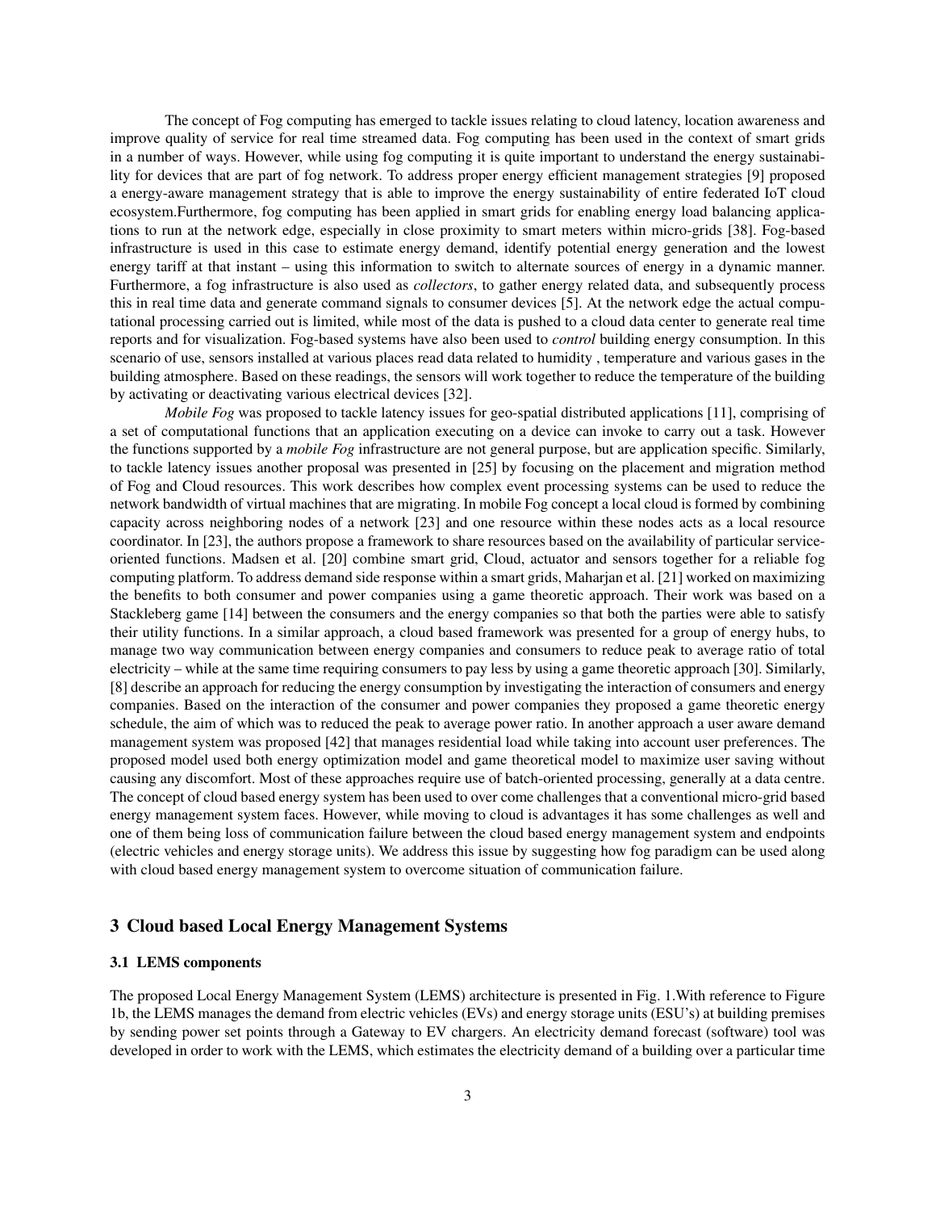The concept of Fog computing has emerged to tackle issues relating to cloud latency, location awareness and improve quality of service for real time streamed data. Fog computing has been used in the context of smart grids in a number of ways. However, while using fog computing it is quite important to understand the energy sustainability for devices that are part of fog network. To address proper energy efficient management strategies [9] proposed a energy-aware management strategy that is able to improve the energy sustainability of entire federated IoT cloud ecosystem.Furthermore, fog computing has been applied in smart grids for enabling energy load balancing applications to run at the network edge, especially in close proximity to smart meters within micro-grids [38]. Fog-based infrastructure is used in this case to estimate energy demand, identify potential energy generation and the lowest energy tariff at that instant – using this information to switch to alternate sources of energy in a dynamic manner. Furthermore, a fog infrastructure is also used as *collectors*, to gather energy related data, and subsequently process this in real time data and generate command signals to consumer devices [5]. At the network edge the actual computational processing carried out is limited, while most of the data is pushed to a cloud data center to generate real time reports and for visualization. Fog-based systems have also been used to *control* building energy consumption. In this scenario of use, sensors installed at various places read data related to humidity , temperature and various gases in the building atmosphere. Based on these readings, the sensors will work together to reduce the temperature of the building by activating or deactivating various electrical devices [32].

*Mobile Fog* was proposed to tackle latency issues for geo-spatial distributed applications [11], comprising of a set of computational functions that an application executing on a device can invoke to carry out a task. However the functions supported by a *mobile Fog* infrastructure are not general purpose, but are application specific. Similarly, to tackle latency issues another proposal was presented in [25] by focusing on the placement and migration method of Fog and Cloud resources. This work describes how complex event processing systems can be used to reduce the network bandwidth of virtual machines that are migrating. In mobile Fog concept a local cloud is formed by combining capacity across neighboring nodes of a network [23] and one resource within these nodes acts as a local resource coordinator. In [23], the authors propose a framework to share resources based on the availability of particular service-oriented functions. Madsen et al. [20] combine smart grid, Cloud, actuator and sensors together for a reliable fog computing platform. To address demand side response within a smart grids, Maharjan et al. [21] worked on maximizing the benefits to both consumer and power companies using a game theoretic approach. Their work was based on a Stackleberg game [14] between the consumers and the energy companies so that both the parties were able to satisfy their utility functions. In a similar approach, a cloud based framework was presented for a group of energy hubs, to manage two way communication between energy companies and consumers to reduce peak to average ratio of total electricity – while at the same time requiring consumers to pay less by using a game theoretic approach [30]. Similarly, [8] describe an approach for reducing the energy consumption by investigating the interaction of consumers and energy companies. Based on the interaction of the consumer and power companies they proposed a game theoretic energy schedule, the aim of which was to reduced the peak to average power ratio. In another approach a user aware demand management system was proposed [42] that manages residential load while taking into account user preferences. The proposed model used both energy optimization model and game theoretical model to maximize user saving without causing any discomfort. Most of these approaches require use of batch-oriented processing, generally at a data centre. The concept of cloud based energy system has been used to over come challenges that a conventional micro-grid based energy management system faces. However, while moving to cloud is advantages it has some challenges as well and one of them being loss of communication failure between the cloud based energy management system and endpoints (electric vehicles and energy storage units). We address this issue by suggesting how fog paradigm can be used along with cloud based energy management system to overcome situation of communication failure.

## 3 Cloud based Local Energy Management Systems

### 3.1 LEMS components

The proposed Local Energy Management System (LEMS) architecture is presented in Fig. 1.With reference to Figure 1b, the LEMS manages the demand from electric vehicles (EVs) and energy storage units (ESU's) at building premises by sending power set points through a Gateway to EV chargers. An electricity demand forecast (software) tool was developed in order to work with the LEMS, which estimates the electricity demand of a building over a particular time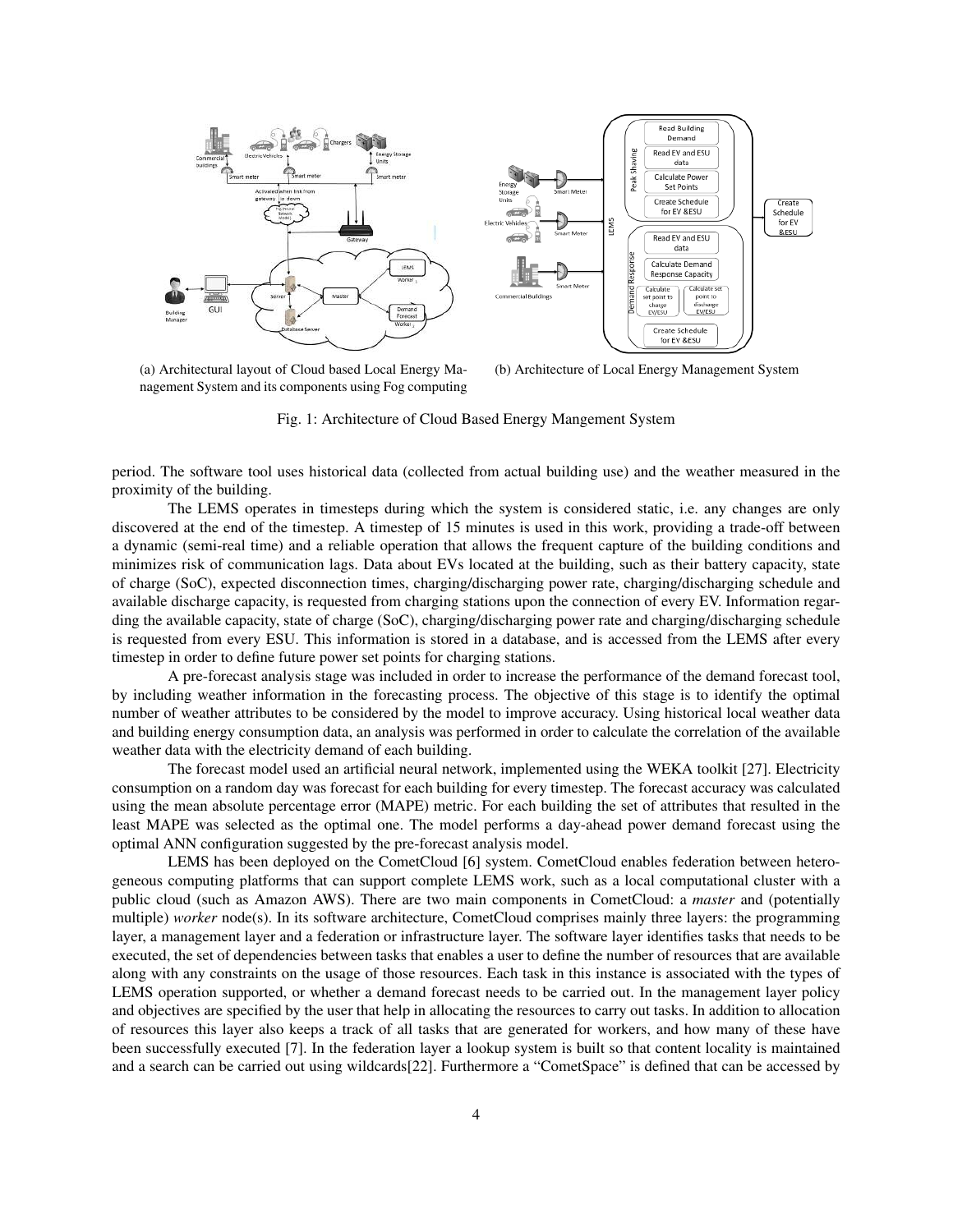(a) Architectural layout of Cloud based Local Energy Management System and its components using Fog computing

(b) Architecture of Local Energy Management System

Fig. 1: Architecture of Cloud Based Energy Mangement System

period. The software tool uses historical data (collected from actual building use) and the weather measured in the proximity of the building.

The LEMS operates in timesteps during which the system is considered static, i.e. any changes are only discovered at the end of the timestep. A timestep of 15 minutes is used in this work, providing a trade-off between a dynamic (semi-real time) and a reliable operation that allows the frequent capture of the building conditions and minimizes risk of communication lags. Data about EVs located at the building, such as their battery capacity, state of charge (SoC), expected disconnection times, charging/discharging power rate, charging/discharging schedule and available discharge capacity, is requested from charging stations upon the connection of every EV. Information regarding the available capacity, state of charge (SoC), charging/discharging power rate and charging/discharging schedule is requested from every ESU. This information is stored in a database, and is accessed from the LEMS after every timestep in order to define future power set points for charging stations.

A pre-forecast analysis stage was included in order to increase the performance of the demand forecast tool, by including weather information in the forecasting process. The objective of this stage is to identify the optimal number of weather attributes to be considered by the model to improve accuracy. Using historical local weather data and building energy consumption data, an analysis was performed in order to calculate the correlation of the available weather data with the electricity demand of each building.

The forecast model used an artificial neural network, implemented using the WEKA toolkit [27]. Electricity consumption on a random day was forecast for each building for every timestep. The forecast accuracy was calculated using the mean absolute percentage error (MAPE) metric. For each building the set of attributes that resulted in the least MAPE was selected as the optimal one. The model performs a day-ahead power demand forecast using the optimal ANN configuration suggested by the pre-forecast analysis model.

LEMS has been deployed on the CometCloud [6] system. CometCloud enables federation between heterogeneous computing platforms that can support complete LEMS work, such as a local computational cluster with a public cloud (such as Amazon AWS). There are two main components in CometCloud: a *master* and (potentially multiple) *worker* node(s). In its software architecture, CometCloud comprises mainly three layers: the programming layer, a management layer and a federation or infrastructure layer. The software layer identifies tasks that needs to be executed, the set of dependencies between tasks that enables a user to define the number of resources that are available along with any constraints on the usage of those resources. Each task in this instance is associated with the types of LEMS operation supported, or whether a demand forecast needs to be carried out. In the management layer policy and objectives are specified by the user that help in allocating the resources to carry out tasks. In addition to allocation of resources this layer also keeps a track of all tasks that are generated for workers, and how many of these have been successfully executed [7]. In the federation layer a lookup system is built so that content locality is maintained and a search can be carried out using wildcards[22]. Furthermore a "CometSpace" is defined that can be accessed by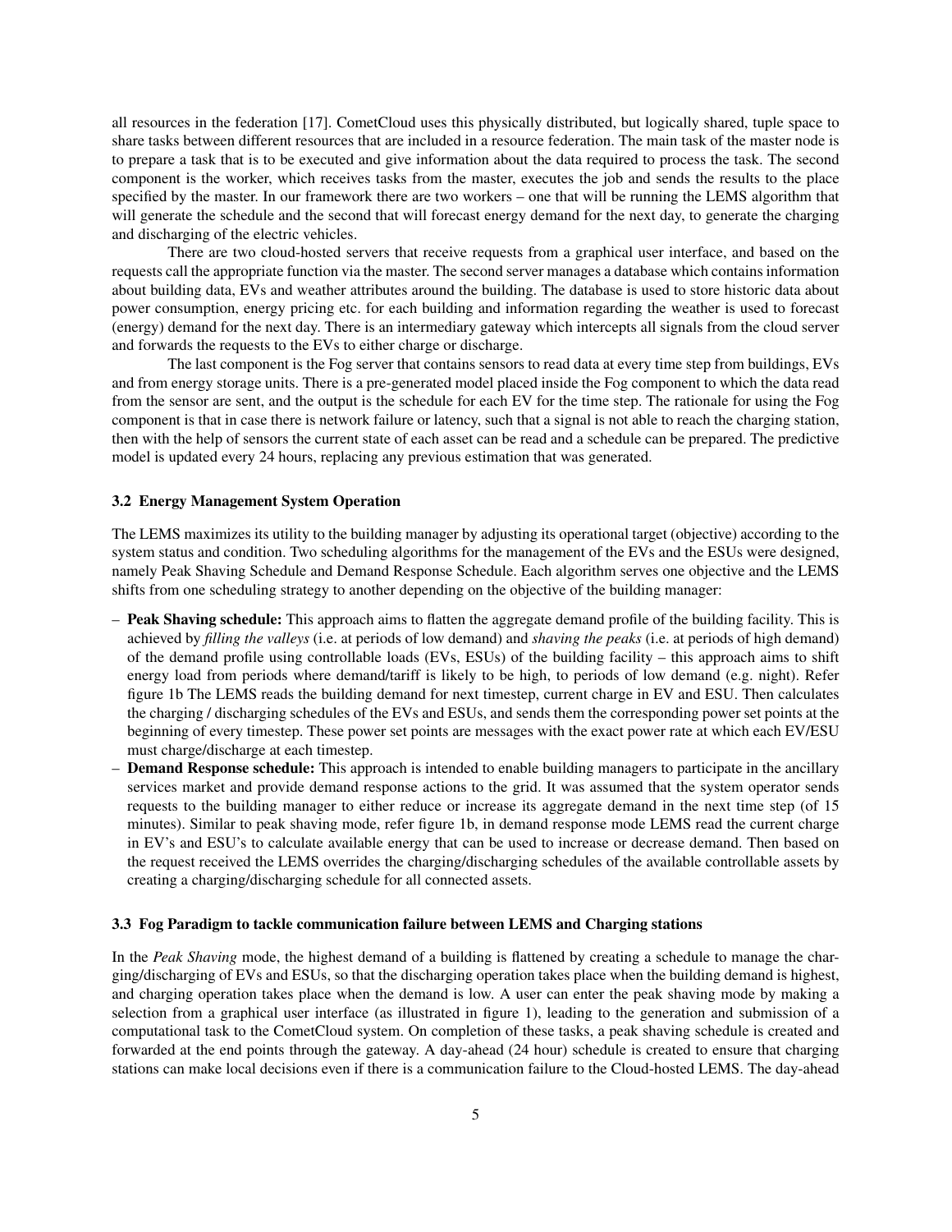all resources in the federation [17]. CometCloud uses this physically distributed, but logically shared, tuple space to share tasks between different resources that are included in a resource federation. The main task of the master node is to prepare a task that is to be executed and give information about the data required to process the task. The second component is the worker, which receives tasks from the master, executes the job and sends the results to the place specified by the master. In our framework there are two workers – one that will be running the LEMS algorithm that will generate the schedule and the second that will forecast energy demand for the next day, to generate the charging and discharging of the electric vehicles.

There are two cloud-hosted servers that receive requests from a graphical user interface, and based on the requests call the appropriate function via the master. The second server manages a database which contains information about building data, EVs and weather attributes around the building. The database is used to store historic data about power consumption, energy pricing etc. for each building and information regarding the weather is used to forecast (energy) demand for the next day. There is an intermediary gateway which intercepts all signals from the cloud server and forwards the requests to the EVs to either charge or discharge.

The last component is the Fog server that contains sensors to read data at every time step from buildings, EVs and from energy storage units. There is a pre-generated model placed inside the Fog component to which the data read from the sensor are sent, and the output is the schedule for each EV for the time step. The rationale for using the Fog component is that in case there is network failure or latency, such that a signal is not able to reach the charging station, then with the help of sensors the current state of each asset can be read and a schedule can be prepared. The predictive model is updated every 24 hours, replacing any previous estimation that was generated.

### 3.2 Energy Management System Operation

The LEMS maximizes its utility to the building manager by adjusting its operational target (objective) according to the system status and condition. Two scheduling algorithms for the management of the EVs and the ESUs were designed, namely Peak Shaving Schedule and Demand Response Schedule. Each algorithm serves one objective and the LEMS shifts from one scheduling strategy to another depending on the objective of the building manager:

– **Peak Shaving schedule:** This approach aims to flatten the aggregate demand profile of the building facility. This is achieved by *filling the valleys* (i.e. at periods of low demand) and *shaving the peaks* (i.e. at periods of high demand) of the demand profile using controllable loads (EVs, ESUs) of the building facility – this approach aims to shift energy load from periods where demand/tariff is likely to be high, to periods of low demand (e.g. night). Refer figure 1b The LEMS reads the building demand for next timestep, current charge in EV and ESU. Then calculates the charging / discharging schedules of the EVs and ESUs, and sends them the corresponding power set points at the beginning of every timestep. These power set points are messages with the exact power rate at which each EV/ESU must charge/discharge at each timestep.

– **Demand Response schedule:** This approach is intended to enable building managers to participate in the ancillary services market and provide demand response actions to the grid. It was assumed that the system operator sends requests to the building manager to either reduce or increase its aggregate demand in the next time step (of 15 minutes). Similar to peak shaving mode, refer figure 1b, in demand response mode LEMS read the current charge in EV's and ESU's to calculate available energy that can be used to increase or decrease demand. Then based on the request received the LEMS overrides the charging/discharging schedules of the available controllable assets by creating a charging/discharging schedule for all connected assets.

### 3.3 Fog Paradigm to tackle communication failure between LEMS and Charging stations

In the *Peak Shaving* mode, the highest demand of a building is flattened by creating a schedule to manage the charging/discharging of EVs and ESUs, so that the discharging operation takes place when the building demand is highest, and charging operation takes place when the demand is low. A user can enter the peak shaving mode by making a selection from a graphical user interface (as illustrated in figure 1), leading to the generation and submission of a computational task to the CometCloud system. On completion of these tasks, a peak shaving schedule is created and forwarded at the end points through the gateway. A day-ahead (24 hour) schedule is created to ensure that charging stations can make local decisions even if there is a communication failure to the Cloud-hosted LEMS. The day-ahead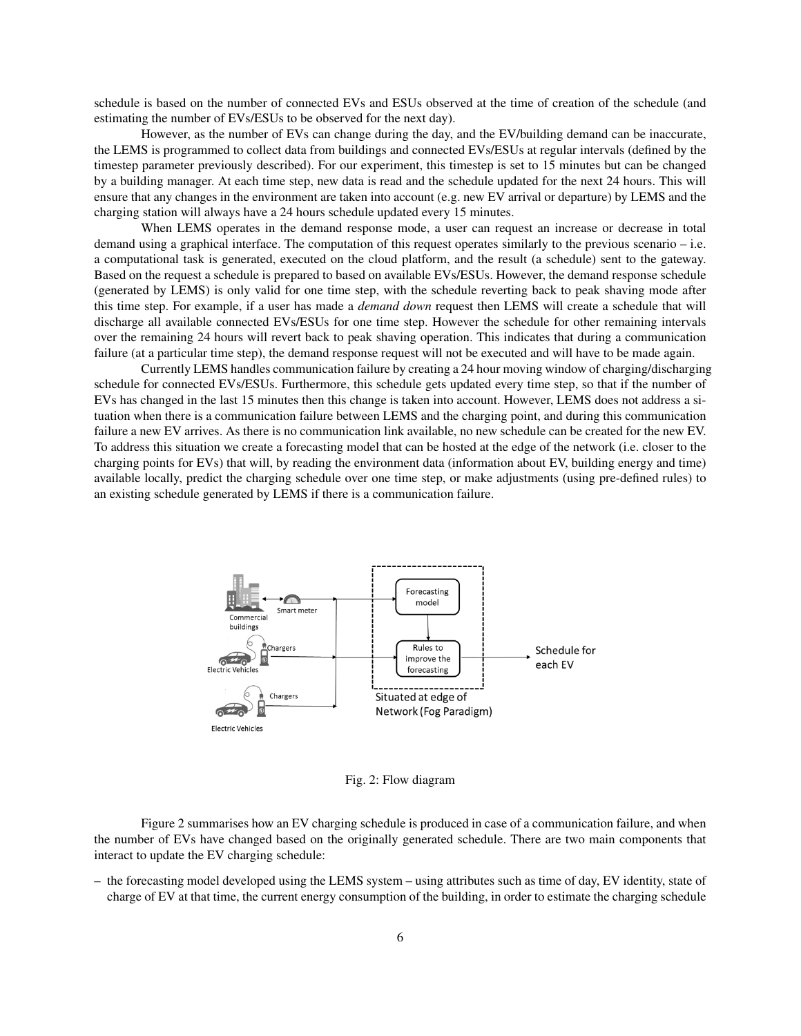schedule is based on the number of connected EVs and ESUs observed at the time of creation of the schedule (and estimating the number of EVs/ESUs to be observed for the next day).

However, as the number of EVs can change during the day, and the EV/building demand can be inaccurate, the LEMS is programmed to collect data from buildings and connected EVs/ESUs at regular intervals (defined by the timestep parameter previously described). For our experiment, this timestep is set to 15 minutes but can be changed by a building manager. At each time step, new data is read and the schedule updated for the next 24 hours. This will ensure that any changes in the environment are taken into account (e.g. new EV arrival or departure) by LEMS and the charging station will always have a 24 hours schedule updated every 15 minutes.

When LEMS operates in the demand response mode, a user can request an increase or decrease in total demand using a graphical interface. The computation of this request operates similarly to the previous scenario – i.e. a computational task is generated, executed on the cloud platform, and the result (a schedule) sent to the gateway. Based on the request a schedule is prepared to based on available EVs/ESUs. However, the demand response schedule (generated by LEMS) is only valid for one time step, with the schedule reverting back to peak shaving mode after this time step. For example, if a user has made a *demand down* request then LEMS will create a schedule that will discharge all available connected EVs/ESUs for one time step. However the schedule for other remaining intervals over the remaining 24 hours will revert back to peak shaving operation. This indicates that during a communication failure (at a particular time step), the demand response request will not be executed and will have to be made again.

Currently LEMS handles communication failure by creating a 24 hour moving window of charging/discharging schedule for connected EVs/ESUs. Furthermore, this schedule gets updated every time step, so that if the number of EVs has changed in the last 15 minutes then this change is taken into account. However, LEMS does not address a situation when there is a communication failure between LEMS and the charging point, and during this communication failure a new EV arrives. As there is no communication link available, no new schedule can be created for the new EV. To address this situation we create a forecasting model that can be hosted at the edge of the network (i.e. closer to the charging points for EVs) that will, by reading the environment data (information about EV, building energy and time) available locally, predict the charging schedule over one time step, or make adjustments (using pre-defined rules) to an existing schedule generated by LEMS if there is a communication failure.

Smart meter
Commercial buildings
Chargers
Electric Vehicles
Chargers
Electric Vehicles
Forecasting model
Rules to improve the forecasting
Situated at edge of Network (Fog Paradigm)
Schedule for each EV

Fig. 2: Flow diagram

Figure 2 summarises how an EV charging schedule is produced in case of a communication failure, and when the number of EVs have changed based on the originally generated schedule. There are two main components that interact to update the EV charging schedule:

– the forecasting model developed using the LEMS system – using attributes such as time of day, EV identity, state of charge of EV at that time, the current energy consumption of the building, in order to estimate the charging schedule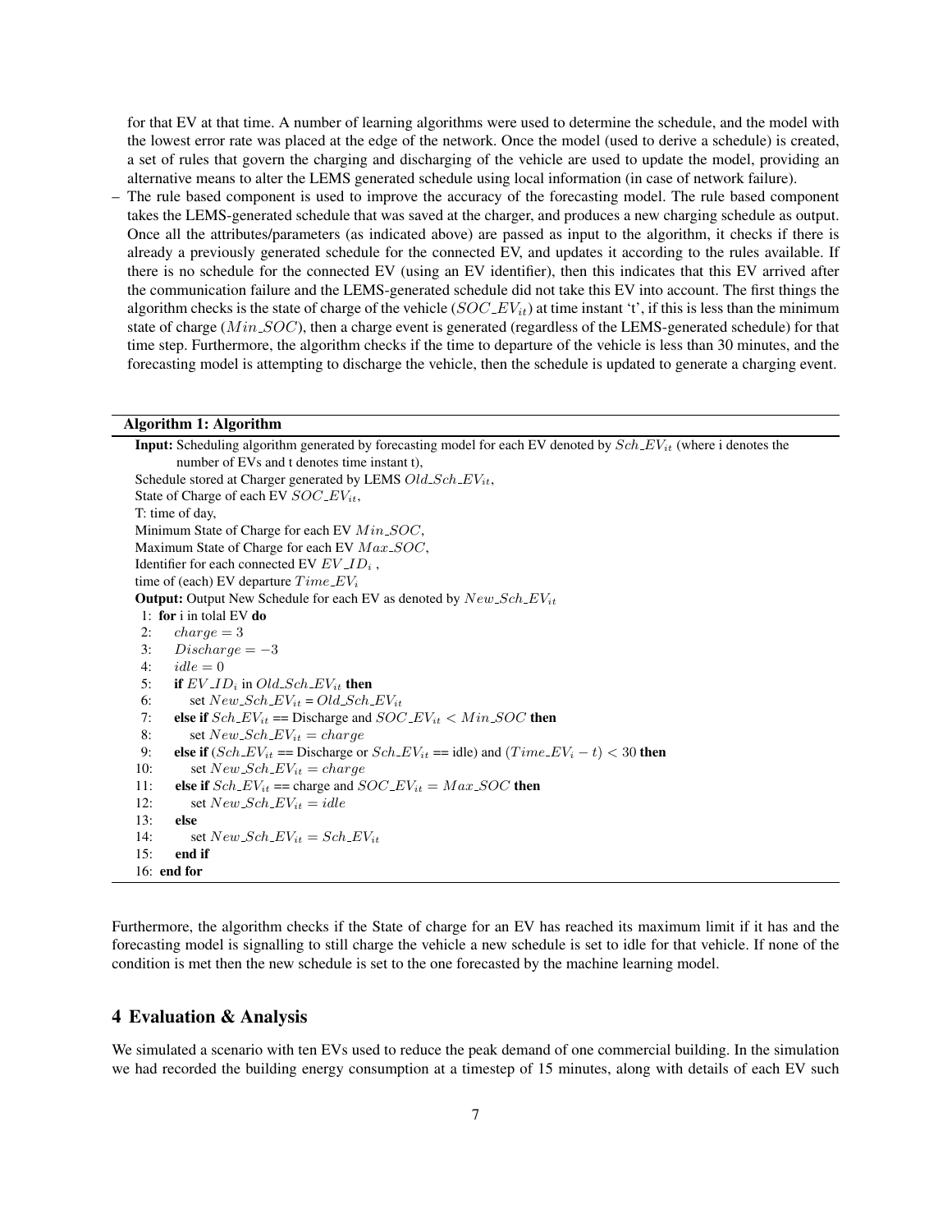for that EV at that time. A number of learning algorithms were used to determine the schedule, and the model with the lowest error rate was placed at the edge of the network. Once the model (used to derive a schedule) is created, a set of rules that govern the charging and discharging of the vehicle are used to update the model, providing an alternative means to alter the LEMS generated schedule using local information (in case of network failure).

– The rule based component is used to improve the accuracy of the forecasting model. The rule based component takes the LEMS-generated schedule that was saved at the charger, and produces a new charging schedule as output. Once all the attributes/parameters (as indicated above) are passed as input to the algorithm, it checks if there is already a previously generated schedule for the connected EV, and updates it according to the rules available. If there is no schedule for the connected EV (using an EV identifier), then this indicates that this EV arrived after the communication failure and the LEMS-generated schedule did not take this EV into account. The first things the algorithm checks is the state of charge of the vehicle ($SOC\_EV_{it}$) at time instant 't', if this is less than the minimum state of charge ($Min\_SOC$), then a charge event is generated (regardless of the LEMS-generated schedule) for that time step. Furthermore, the algorithm checks if the time to departure of the vehicle is less than 30 minutes, and the forecasting model is attempting to discharge the vehicle, then the schedule is updated to generate a charging event.

**Algorithm 1: Algorithm**

**Input:** Scheduling algorithm generated by forecasting model for each EV denoted by $Sch\_EV_{it}$ (where i denotes the number of EVs and t denotes time instant t),
Schedule stored at Charger generated by LEMS $Old\_Sch\_EV_{it}$,
State of Charge of each EV $SOC\_EV_{it}$,
T: time of day,
Minimum State of Charge for each EV $Min\_SOC$,
Maximum State of Charge for each EV $Max\_SOC$,
Identifier for each connected EV $EV\_ID_i$ ,
time of (each) EV departure $Time\_EV_i$
**Output:** Output New Schedule for each EV as denoted by $New\_Sch\_EV_{it}$

```
1:  for i in tolal EV do
2:      charge = 3
3:      Discharge = −3
4:      idle = 0
5:      if EV_ID_i in Old_Sch_EV_it then
6:          set New_Sch_EV_it = Old_Sch_EV_it
7:      else if Sch_EV_it == Discharge and SOC_EV_it < Min_SOC then
8:          set New_Sch_EV_it = charge
9:      else if (Sch_EV_it == Discharge or Sch_EV_it == idle) and (Time_EV_i − t) < 30 then
10:         set New_Sch_EV_it = charge
11:     else if Sch_EV_it == charge and SOC_EV_it = Max_SOC then
12:         set New_Sch_EV_it = idle
13:     else
14:         set New_Sch_EV_it = Sch_EV_it
15:     end if
16: end for
```

Furthermore, the algorithm checks if the State of charge for an EV has reached its maximum limit if it has and the forecasting model is signalling to still charge the vehicle a new schedule is set to idle for that vehicle. If none of the condition is met then the new schedule is set to the one forecasted by the machine learning model.

## 4 Evaluation & Analysis

We simulated a scenario with ten EVs used to reduce the peak demand of one commercial building. In the simulation we had recorded the building energy consumption at a timestep of 15 minutes, along with details of each EV such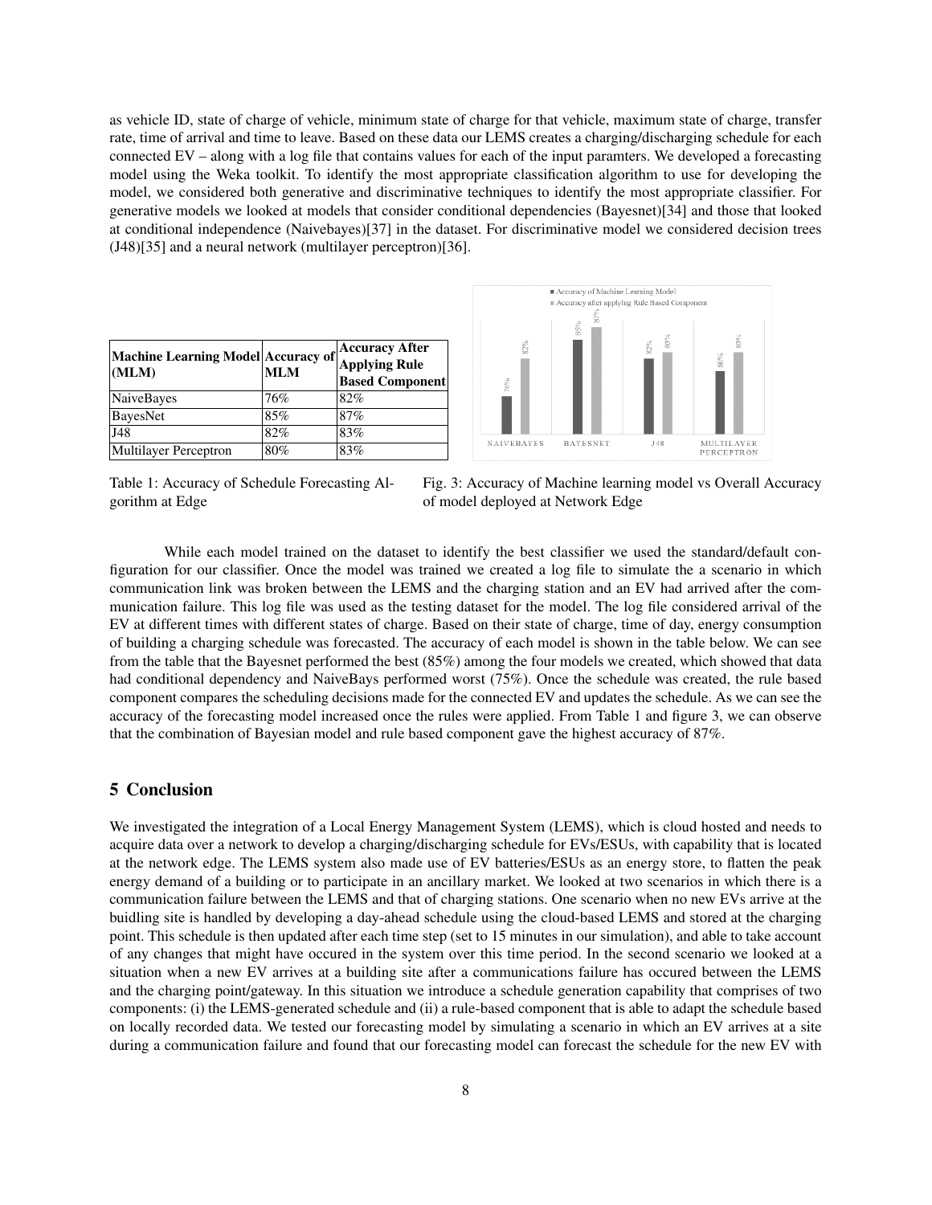as vehicle ID, state of charge of vehicle, minimum state of charge for that vehicle, maximum state of charge, transfer rate, time of arrival and time to leave. Based on these data our LEMS creates a charging/discharging schedule for each connected EV – along with a log file that contains values for each of the input paramters. We developed a forecasting model using the Weka toolkit. To identify the most appropriate classification algorithm to use for developing the model, we considered both generative and discriminative techniques to identify the most appropriate classifier. For generative models we looked at models that consider conditional dependencies (Bayesnet)[34] and those that looked at conditional independence (Naivebayes)[37] in the dataset. For discriminative model we considered decision trees (J48)[35] and a neural network (multilayer perceptron)[36].

| Machine Learning Model (MLM) | Accuracy of MLM | Accuracy After Applying Rule Based Component |
|---|---|---|
| NaiveBayes | 76% | 82% |
| BayesNet | 85% | 87% |
| J48 | 82% | 83% |
| Multilayer Perceptron | 80% | 83% |

Table 1: Accuracy of Schedule Forecasting Algorithm at Edge

■ Accuracy of Machine Learning Model
■ Accuracy after applying Rule Based Component

76% 82% 85% 87% 82% 83% 80% 83%

NAIVEBAYES BAYESNET J48 MULTILAYER PERCEPTRON

Fig. 3: Accuracy of Machine learning model vs Overall Accuracy of model deployed at Network Edge

While each model trained on the dataset to identify the best classifier we used the standard/default configuration for our classifier. Once the model was trained we created a log file to simulate the a scenario in which communication link was broken between the LEMS and the charging station and an EV had arrived after the communication failure. This log file was used as the testing dataset for the model. The log file considered arrival of the EV at different times with different states of charge. Based on their state of charge, time of day, energy consumption of building a charging schedule was forecasted. The accuracy of each model is shown in the table below. We can see from the table that the Bayesnet performed the best (85%) among the four models we created, which showed that data had conditional dependency and NaiveBays performed worst (75%). Once the schedule was created, the rule based component compares the scheduling decisions made for the connected EV and updates the schedule. As we can see the accuracy of the forecasting model increased once the rules were applied. From Table 1 and figure 3, we can observe that the combination of Bayesian model and rule based component gave the highest accuracy of 87%.

## 5 Conclusion

We investigated the integration of a Local Energy Management System (LEMS), which is cloud hosted and needs to acquire data over a network to develop a charging/discharging schedule for EVs/ESUs, with capability that is located at the network edge. The LEMS system also made use of EV batteries/ESUs as an energy store, to flatten the peak energy demand of a building or to participate in an ancillary market. We looked at two scenarios in which there is a communication failure between the LEMS and that of charging stations. One scenario when no new EVs arrive at the buidling site is handled by developing a day-ahead schedule using the cloud-based LEMS and stored at the charging point. This schedule is then updated after each time step (set to 15 minutes in our simulation), and able to take account of any changes that might have occured in the system over this time period. In the second scenario we looked at a situation when a new EV arrives at a building site after a communications failure has occured between the LEMS and the charging point/gateway. In this situation we introduce a schedule generation capability that comprises of two components: (i) the LEMS-generated schedule and (ii) a rule-based component that is able to adapt the schedule based on locally recorded data. We tested our forecasting model by simulating a scenario in which an EV arrives at a site during a communication failure and found that our forecasting model can forecast the schedule for the new EV with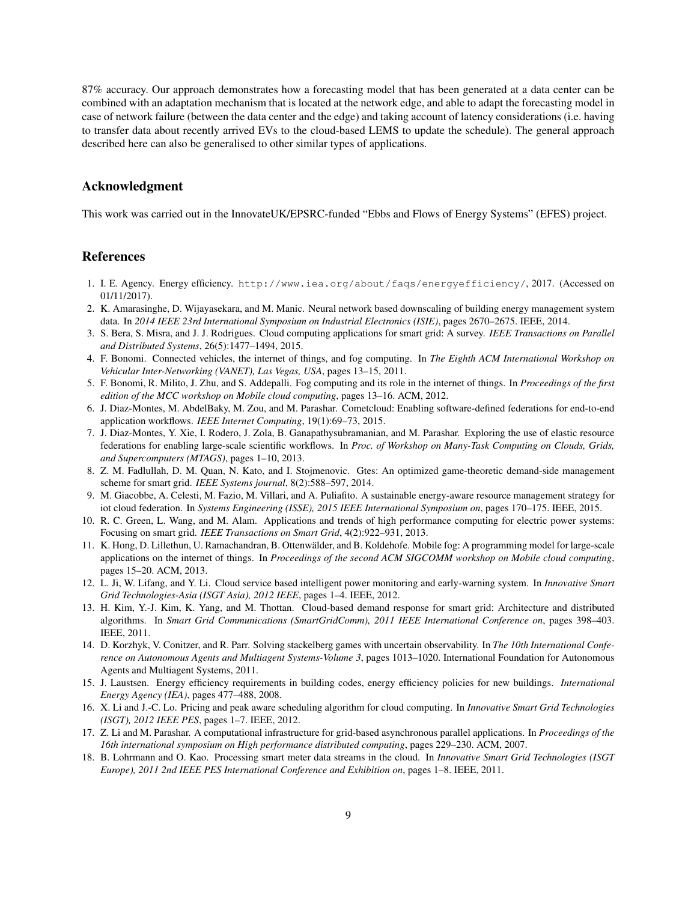87% accuracy. Our approach demonstrates how a forecasting model that has been generated at a data center can be combined with an adaptation mechanism that is located at the network edge, and able to adapt the forecasting model in case of network failure (between the data center and the edge) and taking account of latency considerations (i.e. having to transfer data about recently arrived EVs to the cloud-based LEMS to update the schedule). The general approach described here can also be generalised to other similar types of applications.

## Acknowledgment

This work was carried out in the InnovateUK/EPSRC-funded "Ebbs and Flows of Energy Systems" (EFES) project.

## References

1. I. E. Agency. Energy efficiency. `http://www.iea.org/about/faqs/energyefficiency/`, 2017. (Accessed on 01/11/2017).
2. K. Amarasinghe, D. Wijayasekara, and M. Manic. Neural network based downscaling of building energy management system data. In *2014 IEEE 23rd International Symposium on Industrial Electronics (ISIE)*, pages 2670–2675. IEEE, 2014.
3. S. Bera, S. Misra, and J. J. Rodrigues. Cloud computing applications for smart grid: A survey. *IEEE Transactions on Parallel and Distributed Systems*, 26(5):1477–1494, 2015.
4. F. Bonomi. Connected vehicles, the internet of things, and fog computing. In *The Eighth ACM International Workshop on Vehicular Inter-Networking (VANET), Las Vegas, USA*, pages 13–15, 2011.
5. F. Bonomi, R. Milito, J. Zhu, and S. Addepalli. Fog computing and its role in the internet of things. In *Proceedings of the first edition of the MCC workshop on Mobile cloud computing*, pages 13–16. ACM, 2012.
6. J. Diaz-Montes, M. AbdelBaky, M. Zou, and M. Parashar. Cometcloud: Enabling software-defined federations for end-to-end application workflows. *IEEE Internet Computing*, 19(1):69–73, 2015.
7. J. Diaz-Montes, Y. Xie, I. Rodero, J. Zola, B. Ganapathysubramanian, and M. Parashar. Exploring the use of elastic resource federations for enabling large-scale scientific workflows. In *Proc. of Workshop on Many-Task Computing on Clouds, Grids, and Supercomputers (MTAGS)*, pages 1–10, 2013.
8. Z. M. Fadlullah, D. M. Quan, N. Kato, and I. Stojmenovic. Gtes: An optimized game-theoretic demand-side management scheme for smart grid. *IEEE Systems journal*, 8(2):588–597, 2014.
9. M. Giacobbe, A. Celesti, M. Fazio, M. Villari, and A. Puliafito. A sustainable energy-aware resource management strategy for iot cloud federation. In *Systems Engineering (ISSE), 2015 IEEE International Symposium on*, pages 170–175. IEEE, 2015.
10. R. C. Green, L. Wang, and M. Alam. Applications and trends of high performance computing for electric power systems: Focusing on smart grid. *IEEE Transactions on Smart Grid*, 4(2):922–931, 2013.
11. K. Hong, D. Lillethun, U. Ramachandran, B. Ottenwälder, and B. Koldehofe. Mobile fog: A programming model for large-scale applications on the internet of things. In *Proceedings of the second ACM SIGCOMM workshop on Mobile cloud computing*, pages 15–20. ACM, 2013.
12. L. Ji, W. Lifang, and Y. Li. Cloud service based intelligent power monitoring and early-warning system. In *Innovative Smart Grid Technologies-Asia (ISGT Asia), 2012 IEEE*, pages 1–4. IEEE, 2012.
13. H. Kim, Y.-J. Kim, K. Yang, and M. Thottan. Cloud-based demand response for smart grid: Architecture and distributed algorithms. In *Smart Grid Communications (SmartGridComm), 2011 IEEE International Conference on*, pages 398–403. IEEE, 2011.
14. D. Korzhyk, V. Conitzer, and R. Parr. Solving stackelberg games with uncertain observability. In *The 10th International Conference on Autonomous Agents and Multiagent Systems-Volume 3*, pages 1013–1020. International Foundation for Autonomous Agents and Multiagent Systems, 2011.
15. J. Laustsen. Energy efficiency requirements in building codes, energy efficiency policies for new buildings. *International Energy Agency (IEA)*, pages 477–488, 2008.
16. X. Li and J.-C. Lo. Pricing and peak aware scheduling algorithm for cloud computing. In *Innovative Smart Grid Technologies (ISGT), 2012 IEEE PES*, pages 1–7. IEEE, 2012.
17. Z. Li and M. Parashar. A computational infrastructure for grid-based asynchronous parallel applications. In *Proceedings of the 16th international symposium on High performance distributed computing*, pages 229–230. ACM, 2007.
18. B. Lohrmann and O. Kao. Processing smart meter data streams in the cloud. In *Innovative Smart Grid Technologies (ISGT Europe), 2011 2nd IEEE PES International Conference and Exhibition on*, pages 1–8. IEEE, 2011.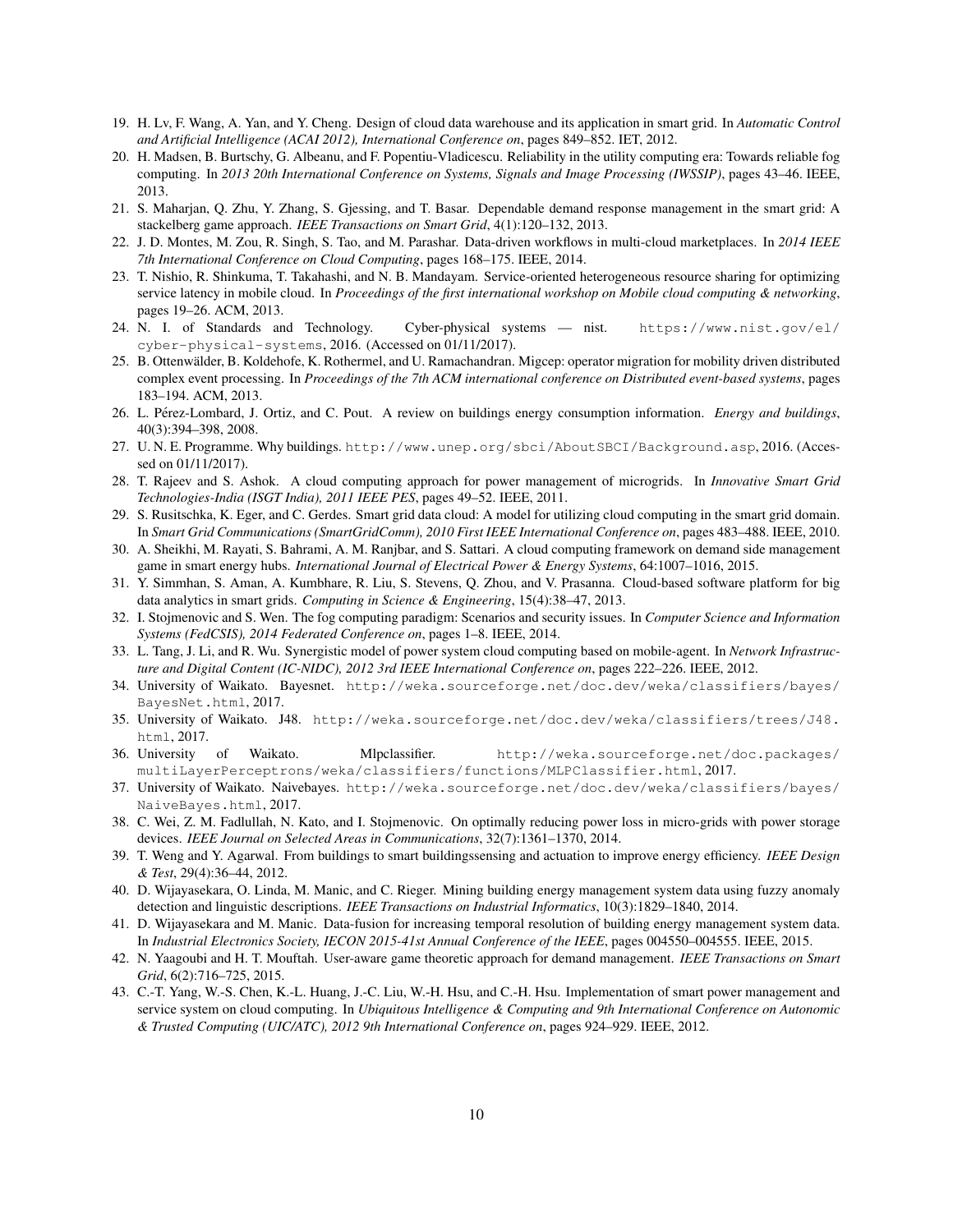19. H. Lv, F. Wang, A. Yan, and Y. Cheng. Design of cloud data warehouse and its application in smart grid. In *Automatic Control and Artificial Intelligence (ACAI 2012), International Conference on*, pages 849–852. IET, 2012.
20. H. Madsen, B. Burtschy, G. Albeanu, and F. Popentiu-Vladicescu. Reliability in the utility computing era: Towards reliable fog computing. In *2013 20th International Conference on Systems, Signals and Image Processing (IWSSIP)*, pages 43–46. IEEE, 2013.
21. S. Maharjan, Q. Zhu, Y. Zhang, S. Gjessing, and T. Basar. Dependable demand response management in the smart grid: A stackelberg game approach. *IEEE Transactions on Smart Grid*, 4(1):120–132, 2013.
22. J. D. Montes, M. Zou, R. Singh, S. Tao, and M. Parashar. Data-driven workflows in multi-cloud marketplaces. In *2014 IEEE 7th International Conference on Cloud Computing*, pages 168–175. IEEE, 2014.
23. T. Nishio, R. Shinkuma, T. Takahashi, and N. B. Mandayam. Service-oriented heterogeneous resource sharing for optimizing service latency in mobile cloud. In *Proceedings of the first international workshop on Mobile cloud computing & networking*, pages 19–26. ACM, 2013.
24. N. I. of Standards and Technology. Cyber-physical systems — nist. `https://www.nist.gov/el/cyber-physical-systems`, 2016. (Accessed on 01/11/2017).
25. B. Ottenwälder, B. Koldehofe, K. Rothermel, and U. Ramachandran. Migcep: operator migration for mobility driven distributed complex event processing. In *Proceedings of the 7th ACM international conference on Distributed event-based systems*, pages 183–194. ACM, 2013.
26. L. Pérez-Lombard, J. Ortiz, and C. Pout. A review on buildings energy consumption information. *Energy and buildings*, 40(3):394–398, 2008.
27. U. N. E. Programme. Why buildings. `http://www.unep.org/sbci/AboutSBCI/Background.asp`, 2016. (Accessed on 01/11/2017).
28. T. Rajeev and S. Ashok. A cloud computing approach for power management of microgrids. In *Innovative Smart Grid Technologies-India (ISGT India), 2011 IEEE PES*, pages 49–52. IEEE, 2011.
29. S. Rusitschka, K. Eger, and C. Gerdes. Smart grid data cloud: A model for utilizing cloud computing in the smart grid domain. In *Smart Grid Communications (SmartGridComm), 2010 First IEEE International Conference on*, pages 483–488. IEEE, 2010.
30. A. Sheikhi, M. Rayati, S. Bahrami, A. M. Ranjbar, and S. Sattari. A cloud computing framework on demand side management game in smart energy hubs. *International Journal of Electrical Power & Energy Systems*, 64:1007–1016, 2015.
31. Y. Simmhan, S. Aman, A. Kumbhare, R. Liu, S. Stevens, Q. Zhou, and V. Prasanna. Cloud-based software platform for big data analytics in smart grids. *Computing in Science & Engineering*, 15(4):38–47, 2013.
32. I. Stojmenovic and S. Wen. The fog computing paradigm: Scenarios and security issues. In *Computer Science and Information Systems (FedCSIS), 2014 Federated Conference on*, pages 1–8. IEEE, 2014.
33. L. Tang, J. Li, and R. Wu. Synergistic model of power system cloud computing based on mobile-agent. In *Network Infrastructure and Digital Content (IC-NIDC), 2012 3rd IEEE International Conference on*, pages 222–226. IEEE, 2012.
34. University of Waikato. Bayesnet. `http://weka.sourceforge.net/doc.dev/weka/classifiers/bayes/BayesNet.html`, 2017.
35. University of Waikato. J48. `http://weka.sourceforge.net/doc.dev/weka/classifiers/trees/J48.html`, 2017.
36. University of Waikato. Mlpclassifier. `http://weka.sourceforge.net/doc.packages/multiLayerPerceptrons/weka/classifiers/functions/MLPClassifier.html`, 2017.
37. University of Waikato. Naivebayes. `http://weka.sourceforge.net/doc.dev/weka/classifiers/bayes/NaiveBayes.html`, 2017.
38. C. Wei, Z. M. Fadlullah, N. Kato, and I. Stojmenovic. On optimally reducing power loss in micro-grids with power storage devices. *IEEE Journal on Selected Areas in Communications*, 32(7):1361–1370, 2014.
39. T. Weng and Y. Agarwal. From buildings to smart buildingssensing and actuation to improve energy efficiency. *IEEE Design & Test*, 29(4):36–44, 2012.
40. D. Wijayasekara, O. Linda, M. Manic, and C. Rieger. Mining building energy management system data using fuzzy anomaly detection and linguistic descriptions. *IEEE Transactions on Industrial Informatics*, 10(3):1829–1840, 2014.
41. D. Wijayasekara and M. Manic. Data-fusion for increasing temporal resolution of building energy management system data. In *Industrial Electronics Society, IECON 2015-41st Annual Conference of the IEEE*, pages 004550–004555. IEEE, 2015.
42. N. Yaagoubi and H. T. Mouftah. User-aware game theoretic approach for demand management. *IEEE Transactions on Smart Grid*, 6(2):716–725, 2015.
43. C.-T. Yang, W.-S. Chen, K.-L. Huang, J.-C. Liu, W.-H. Hsu, and C.-H. Hsu. Implementation of smart power management and service system on cloud computing. In *Ubiquitous Intelligence & Computing and 9th International Conference on Autonomic & Trusted Computing (UIC/ATC), 2012 9th International Conference on*, pages 924–929. IEEE, 2012.